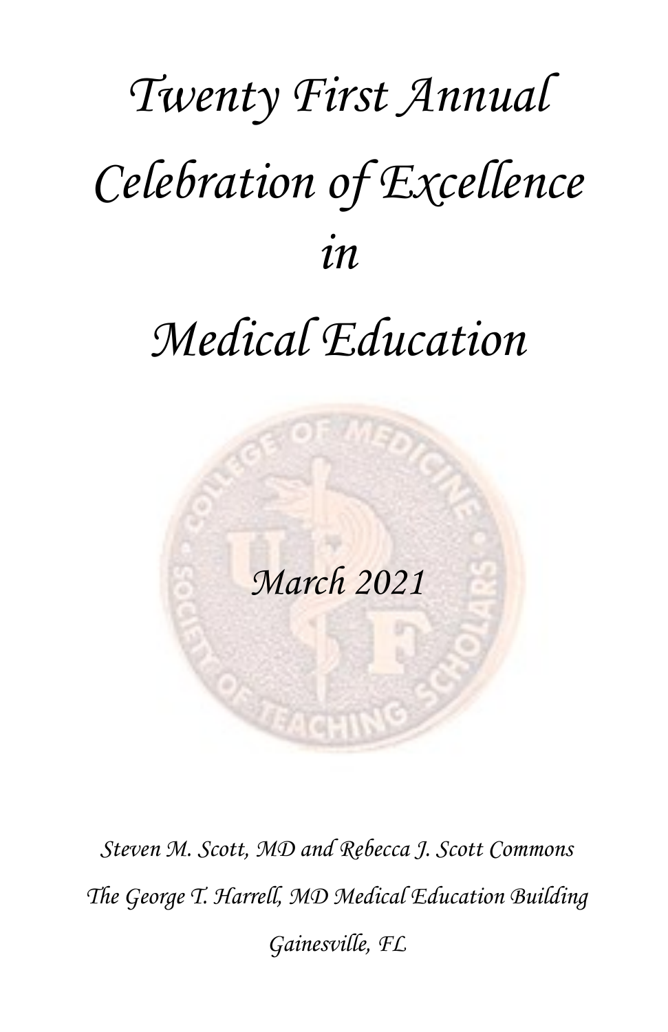# *Twenty First Annual Celebration of Excellence in Medical Education*

*March 2021*

*Steven M. Scott, MD and Rebecca J. Scott Commons*

*The George T. Harrell, MD Medical Education Building*

*Gainesville, FL*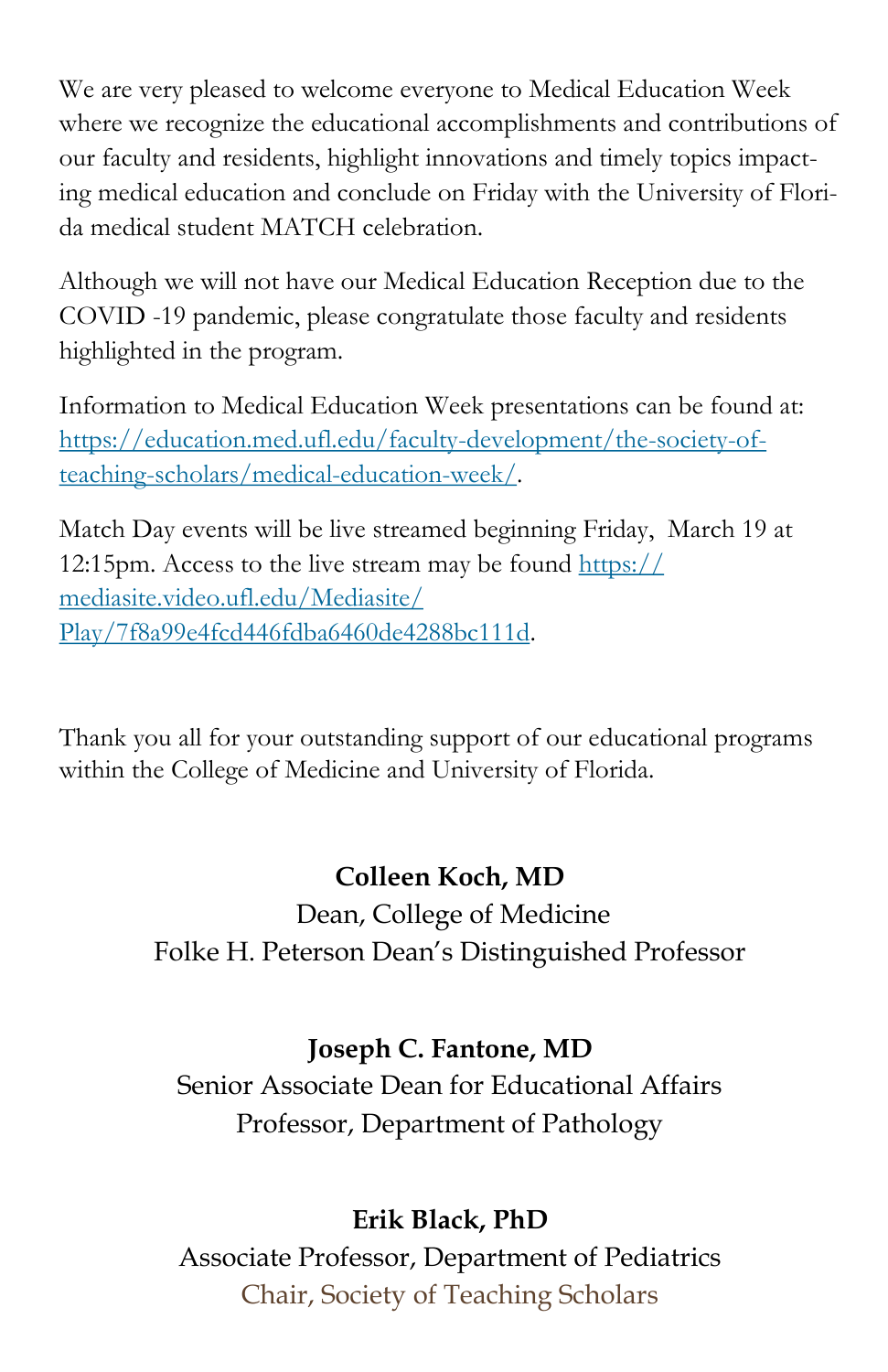We are very pleased to welcome everyone to Medical Education Week where we recognize the educational accomplishments and contributions of our faculty and residents, highlight innovations and timely topics impacting medical education and conclude on Friday with the University of Florida medical student MATCH celebration.

Although we will not have our Medical Education Reception due to the COVID -19 pandemic, please congratulate those faculty and residents highlighted in the program.

Information to Medical Education Week presentations can be found at: [https://education.med.ufl.edu/faculty-development/the-society-of-teaching-scholars/medical-education-week/](https://education.med.ufl.edu/faculty-development/the-society-of-teaching-scholars/medical-education-week/).

Match Day events will be live streamed beginning Friday, March 19 at 12:15pm. Access to the live stream may be found [https://mediasite.video.ufl.edu/Mediasite/Play/7f8a99e4fcd446fdba6460de4288bc111d](https://mediasite.video.ufl.edu/Mediasite/Play/7f8a99e4fcd446fdba6460de4288bc111d).

Thank you all for your outstanding support of our educational programs within the College of Medicine and University of Florida.

**Colleen Koch, MD**
Dean, College of Medicine
Folke H. Peterson Dean's Distinguished Professor

**Joseph C. Fantone, MD**
Senior Associate Dean for Educational Affairs
Professor, Department of Pathology

**Erik Black, PhD**
Associate Professor, Department of Pediatrics
Chair, Society of Teaching Scholars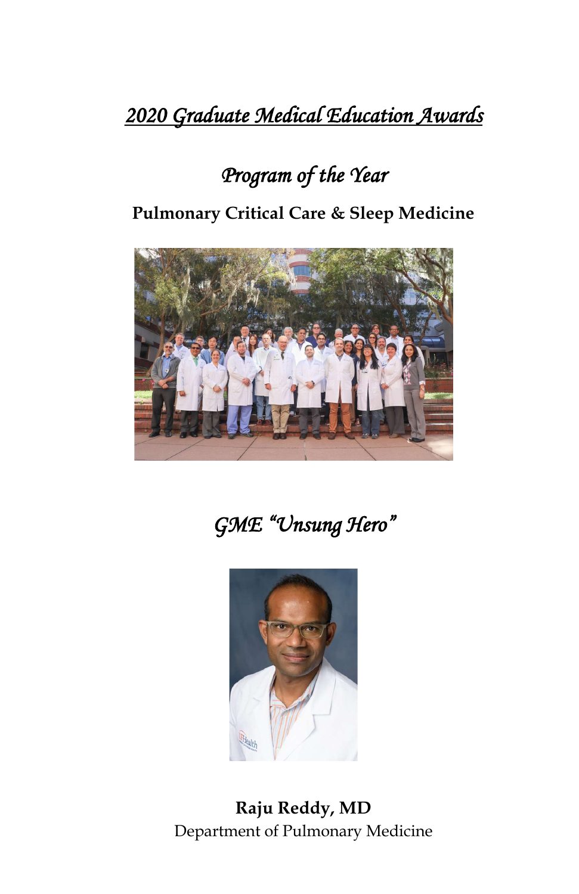# *2020 Graduate Medical Education Awards*

## *Program of the Year*

**Pulmonary Critical Care & Sleep Medicine**

## *GME "Unsung Hero"*

**Raju Reddy, MD**
Department of Pulmonary Medicine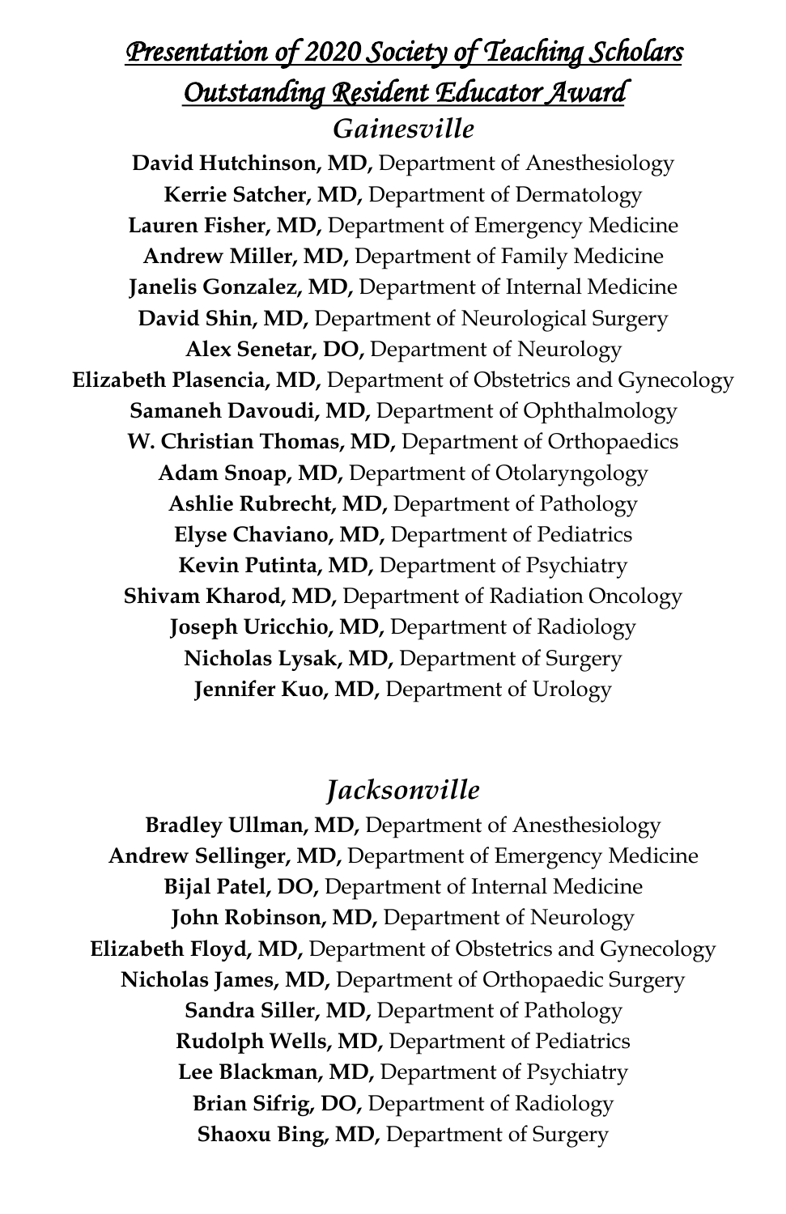## *Presentation of 2020 Society of Teaching Scholars Outstanding Resident Educator Award*

### *Gainesville*

**David Hutchinson, MD,** Department of Anesthesiology
**Kerrie Satcher, MD,** Department of Dermatology
**Lauren Fisher, MD,** Department of Emergency Medicine
**Andrew Miller, MD,** Department of Family Medicine
**Janelis Gonzalez, MD,** Department of Internal Medicine
**David Shin, MD,** Department of Neurological Surgery
**Alex Senetar, DO,** Department of Neurology
**Elizabeth Plasencia, MD,** Department of Obstetrics and Gynecology
**Samaneh Davoudi, MD,** Department of Ophthalmology
**W. Christian Thomas, MD,** Department of Orthopaedics
**Adam Snoap, MD,** Department of Otolaryngology
**Ashlie Rubrecht, MD,** Department of Pathology
**Elyse Chaviano, MD,** Department of Pediatrics
**Kevin Putinta, MD,** Department of Psychiatry
**Shivam Kharod, MD,** Department of Radiation Oncology
**Joseph Uricchio, MD,** Department of Radiology
**Nicholas Lysak, MD,** Department of Surgery
**Jennifer Kuo, MD,** Department of Urology

### *Jacksonville*

**Bradley Ullman, MD,** Department of Anesthesiology
**Andrew Sellinger, MD,** Department of Emergency Medicine
**Bijal Patel, DO,** Department of Internal Medicine
**John Robinson, MD,** Department of Neurology
**Elizabeth Floyd, MD,** Department of Obstetrics and Gynecology
**Nicholas James, MD,** Department of Orthopaedic Surgery
**Sandra Siller, MD,** Department of Pathology
**Rudolph Wells, MD,** Department of Pediatrics
**Lee Blackman, MD,** Department of Psychiatry
**Brian Sifrig, DO,** Department of Radiology
**Shaoxu Bing, MD,** Department of Surgery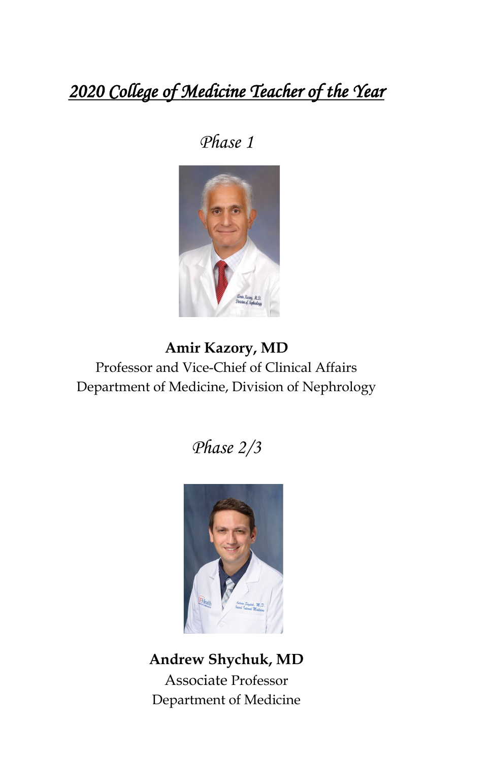# *2020 College of Medicine Teacher of the Year*

## *Phase 1*

**Amir Kazory, MD**
Professor and Vice-Chief of Clinical Affairs
Department of Medicine, Division of Nephrology

## *Phase 2/3*

**Andrew Shychuk, MD**
Associate Professor
Department of Medicine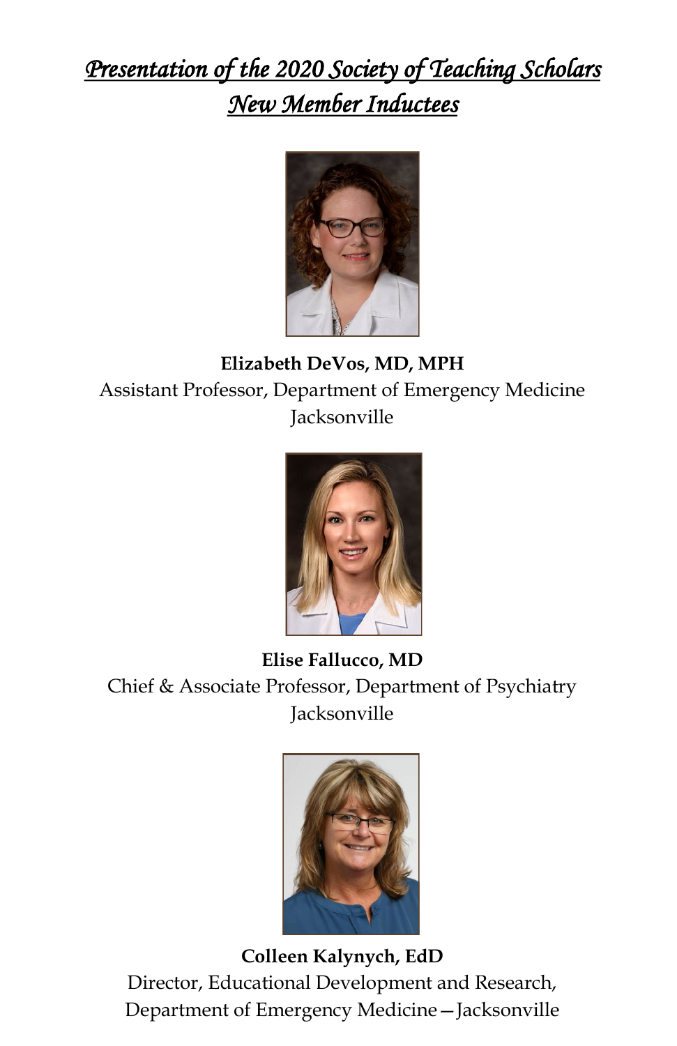# *Presentation of the 2020 Society of Teaching Scholars New Member Inductees*

**Elizabeth DeVos, MD, MPH**
Assistant Professor, Department of Emergency Medicine
Jacksonville

**Elise Fallucco, MD**
Chief & Associate Professor, Department of Psychiatry
Jacksonville

**Colleen Kalynych, EdD**
Director, Educational Development and Research,
Department of Emergency Medicine—Jacksonville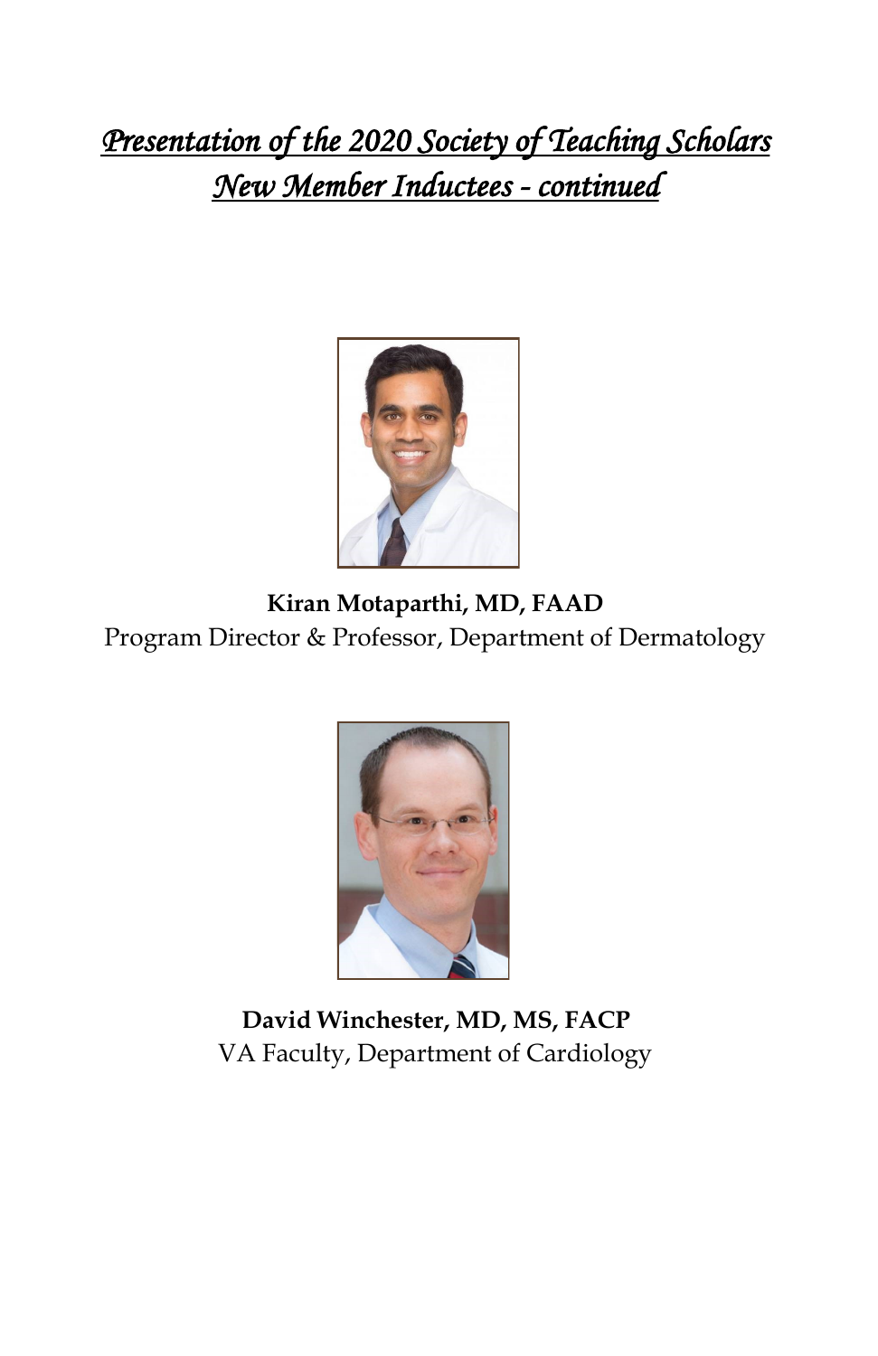# *Presentation of the 2020 Society of Teaching Scholars New Member Inductees - continued*

**Kiran Motaparthi, MD, FAAD**
Program Director & Professor, Department of Dermatology

**David Winchester, MD, MS, FACP**
VA Faculty, Department of Cardiology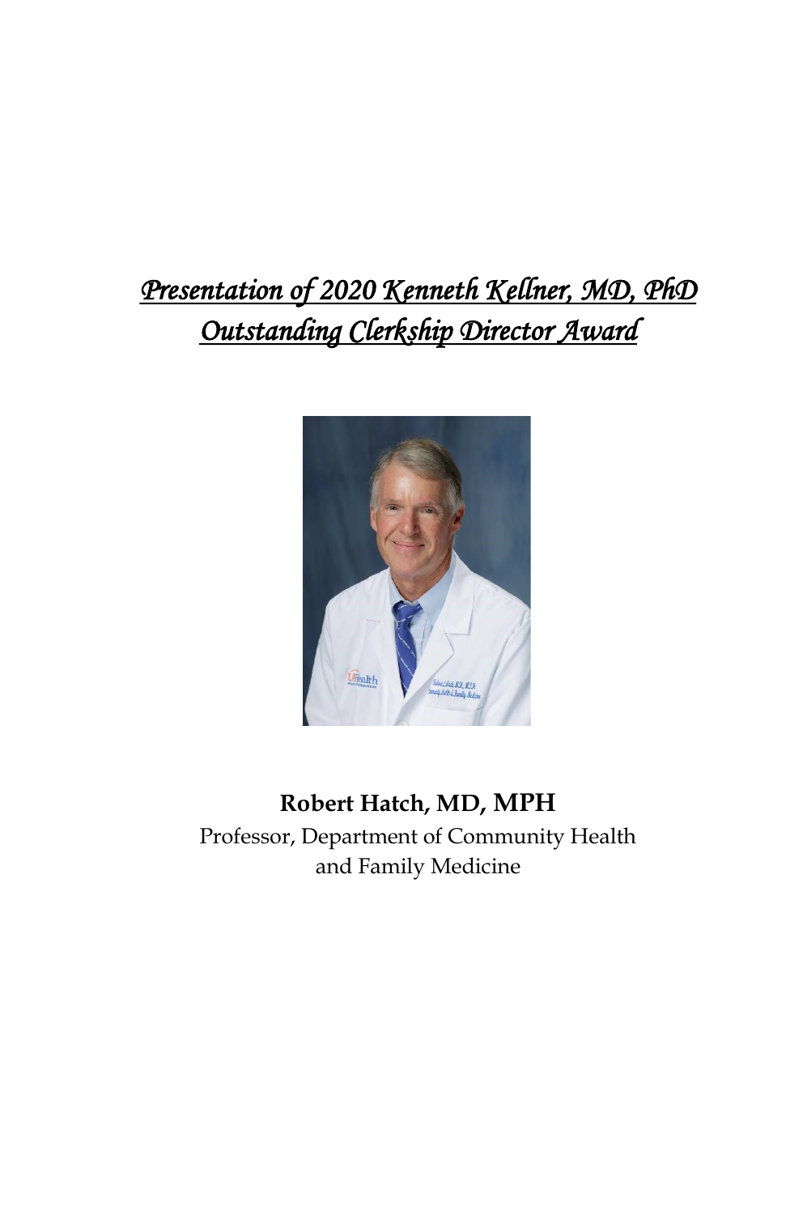## *Presentation of 2020 Kenneth Kellner, MD, PhD Outstanding Clerkship Director Award*

**Robert Hatch, MD, MPH**

Professor, Department of Community Health and Family Medicine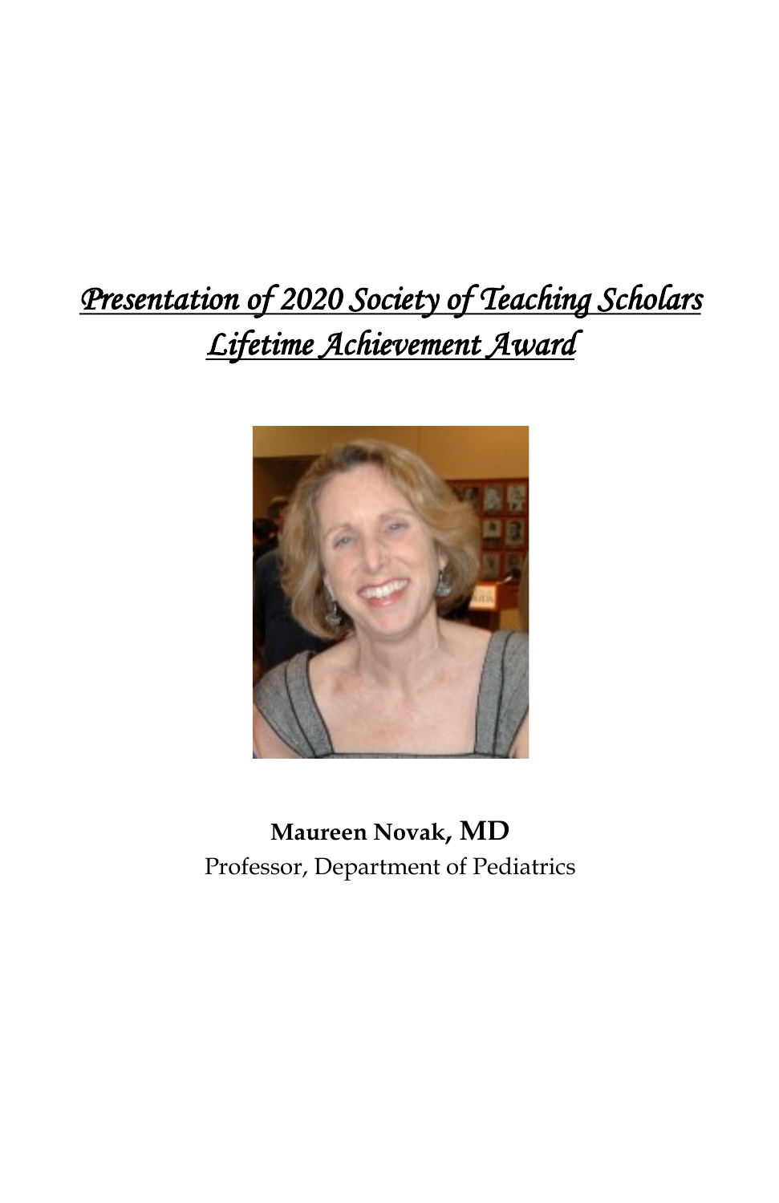# *Presentation of 2020 Society of Teaching Scholars Lifetime Achievement Award*

**Maureen Novak, MD**

Professor, Department of Pediatrics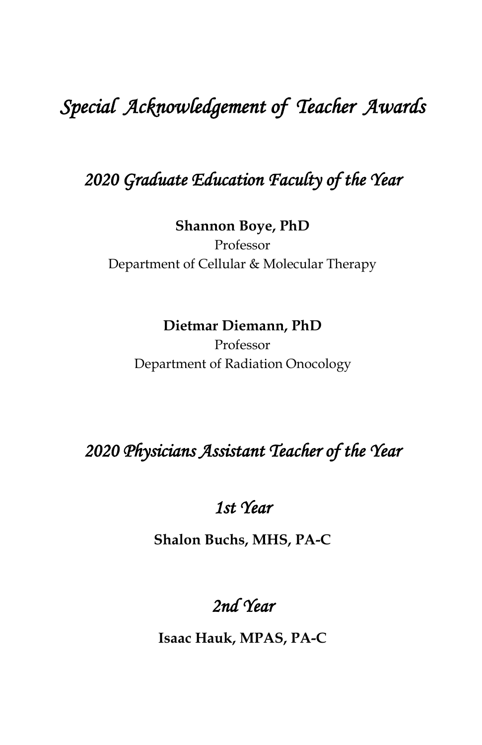# *Special Acknowledgement of Teacher Awards*

## *2020 Graduate Education Faculty of the Year*

**Shannon Boye, PhD**
Professor
Department of Cellular & Molecular Therapy

**Dietmar Diemann, PhD**
Professor
Department of Radiation Onocology

## *2020 Physicians Assistant Teacher of the Year*

### *1st Year*

**Shalon Buchs, MHS, PA-C**

### *2nd Year*

**Isaac Hauk, MPAS, PA-C**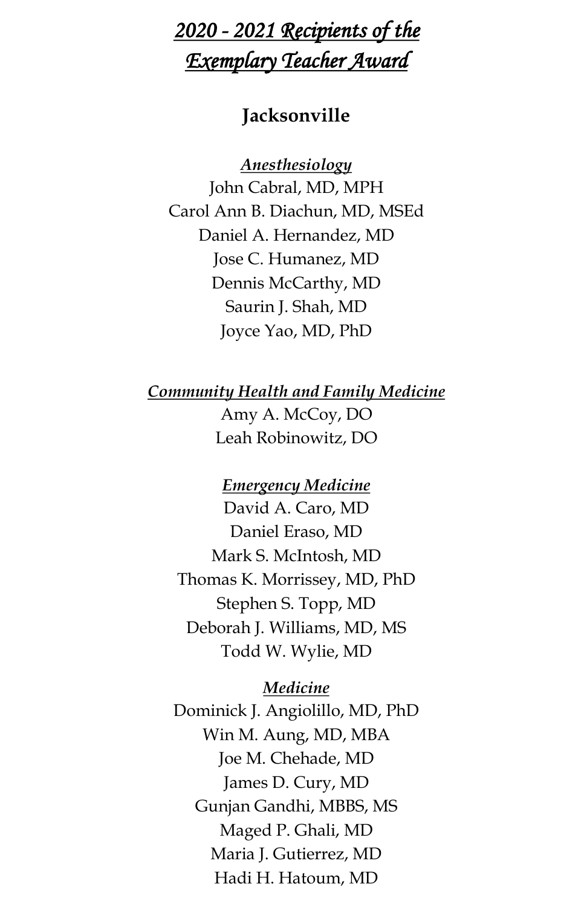# *2020 - 2021 Recipients of the Exemplary Teacher Award*

## Jacksonville

***Anesthesiology***

John Cabral, MD, MPH
Carol Ann B. Diachun, MD, MSEd
Daniel A. Hernandez, MD
Jose C. Humanez, MD
Dennis McCarthy, MD
Saurin J. Shah, MD
Joyce Yao, MD, PhD

***Community Health and Family Medicine***

Amy A. McCoy, DO
Leah Robinowitz, DO

***Emergency Medicine***

David A. Caro, MD
Daniel Eraso, MD
Mark S. McIntosh, MD
Thomas K. Morrissey, MD, PhD
Stephen S. Topp, MD
Deborah J. Williams, MD, MS
Todd W. Wylie, MD

***Medicine***

Dominick J. Angiolillo, MD, PhD
Win M. Aung, MD, MBA
Joe M. Chehade, MD
James D. Cury, MD
Gunjan Gandhi, MBBS, MS
Maged P. Ghali, MD
Maria J. Gutierrez, MD
Hadi H. Hatoum, MD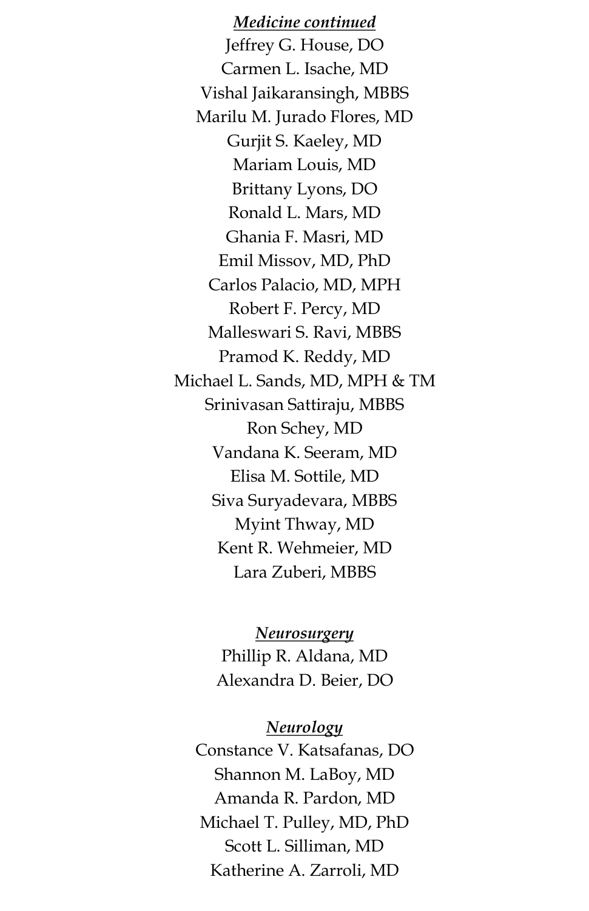***Medicine continued***

Jeffrey G. House, DO
Carmen L. Isache, MD
Vishal Jaikaransingh, MBBS
Marilu M. Jurado Flores, MD
Gurjit S. Kaeley, MD
Mariam Louis, MD
Brittany Lyons, DO
Ronald L. Mars, MD
Ghania F. Masri, MD
Emil Missov, MD, PhD
Carlos Palacio, MD, MPH
Robert F. Percy, MD
Malleswari S. Ravi, MBBS
Pramod K. Reddy, MD
Michael L. Sands, MD, MPH & TM
Srinivasan Sattiraju, MBBS
Ron Schey, MD
Vandana K. Seeram, MD
Elisa M. Sottile, MD
Siva Suryadevara, MBBS
Myint Thway, MD
Kent R. Wehmeier, MD
Lara Zuberi, MBBS

***Neurosurgery***

Phillip R. Aldana, MD
Alexandra D. Beier, DO

***Neurology***

Constance V. Katsafanas, DO
Shannon M. LaBoy, MD
Amanda R. Pardon, MD
Michael T. Pulley, MD, PhD
Scott L. Silliman, MD
Katherine A. Zarroli, MD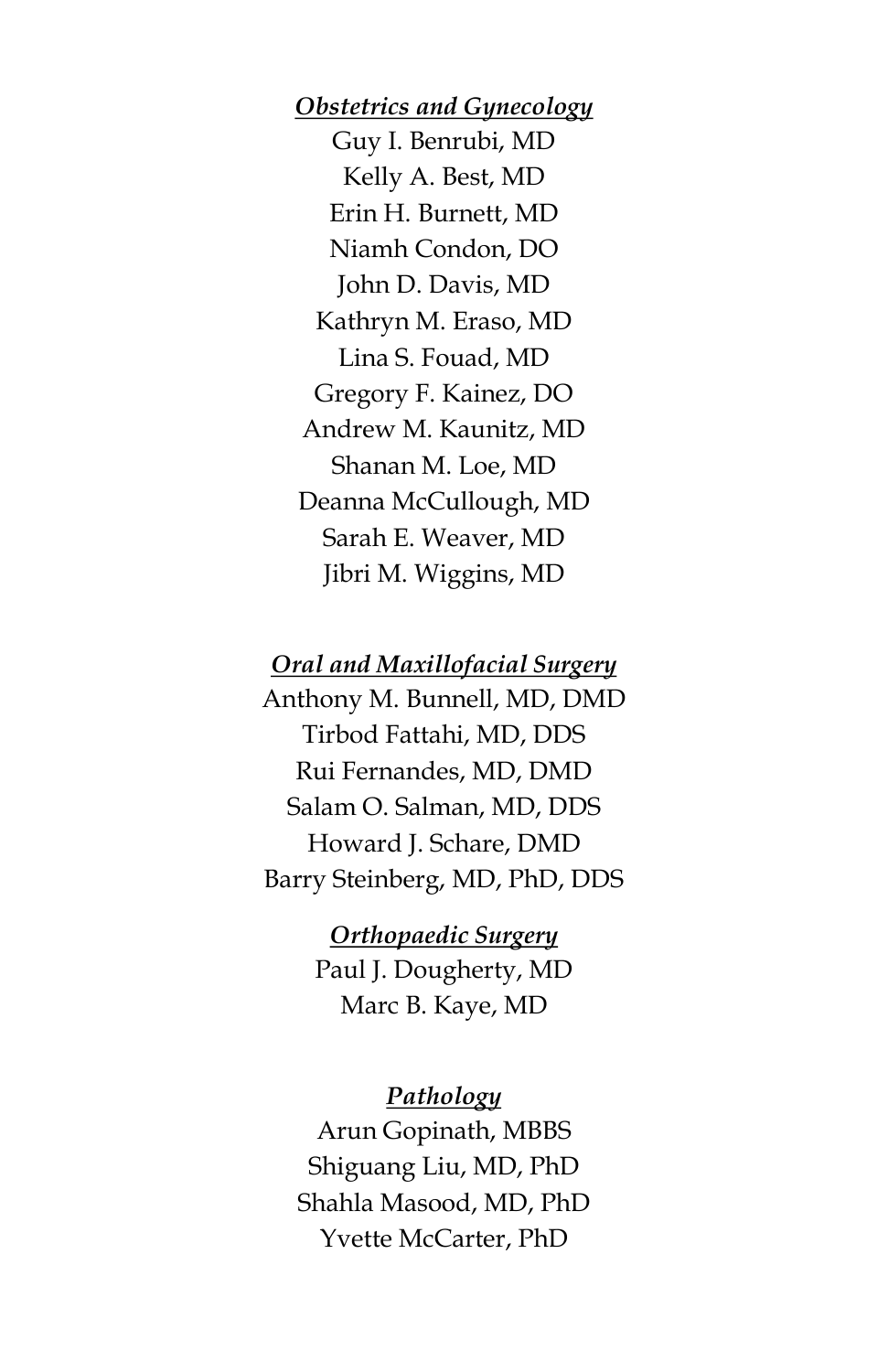***Obstetrics and Gynecology***

Guy I. Benrubi, MD

Kelly A. Best, MD

Erin H. Burnett, MD

Niamh Condon, DO

John D. Davis, MD

Kathryn M. Eraso, MD

Lina S. Fouad, MD

Gregory F. Kainez, DO

Andrew M. Kaunitz, MD

Shanan M. Loe, MD

Deanna McCullough, MD

Sarah E. Weaver, MD

Jibri M. Wiggins, MD

***Oral and Maxillofacial Surgery***

Anthony M. Bunnell, MD, DMD

Tirbod Fattahi, MD, DDS

Rui Fernandes, MD, DMD

Salam O. Salman, MD, DDS

Howard J. Schare, DMD

Barry Steinberg, MD, PhD, DDS

***Orthopaedic Surgery***

Paul J. Dougherty, MD

Marc B. Kaye, MD

***Pathology***

Arun Gopinath, MBBS

Shiguang Liu, MD, PhD

Shahla Masood, MD, PhD

Yvette McCarter, PhD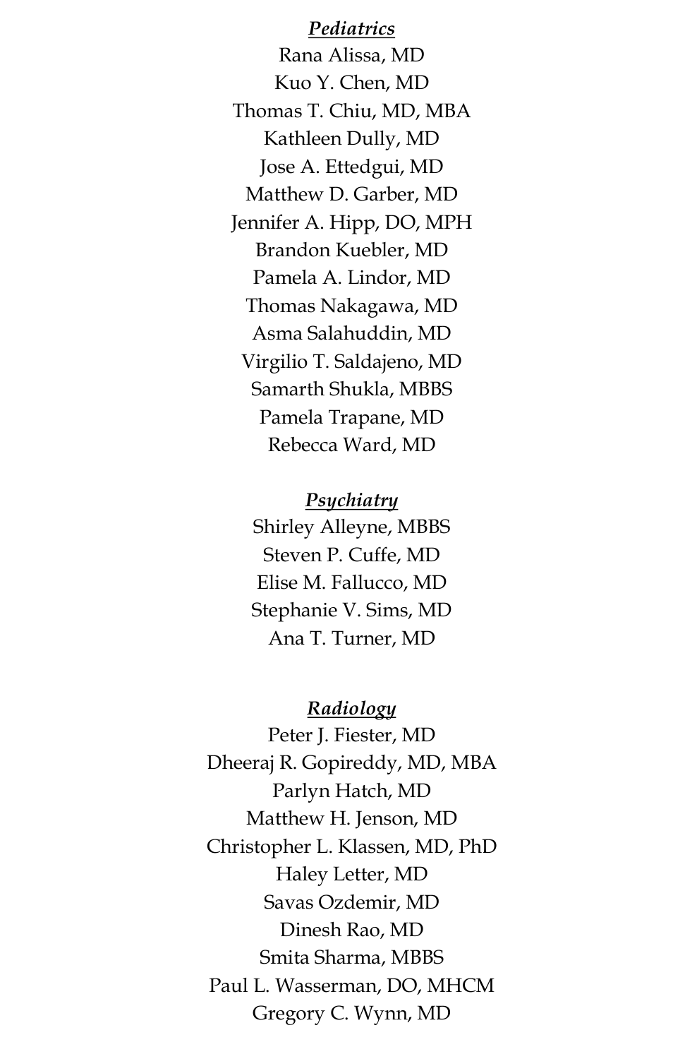***Pediatrics***

Rana Alissa, MD
Kuo Y. Chen, MD
Thomas T. Chiu, MD, MBA
Kathleen Dully, MD
Jose A. Ettedgui, MD
Matthew D. Garber, MD
Jennifer A. Hipp, DO, MPH
Brandon Kuebler, MD
Pamela A. Lindor, MD
Thomas Nakagawa, MD
Asma Salahuddin, MD
Virgilio T. Saldajeno, MD
Samarth Shukla, MBBS
Pamela Trapane, MD
Rebecca Ward, MD

***Psychiatry***

Shirley Alleyne, MBBS
Steven P. Cuffe, MD
Elise M. Fallucco, MD
Stephanie V. Sims, MD
Ana T. Turner, MD

***Radiology***

Peter J. Fiester, MD
Dheeraj R. Gopireddy, MD, MBA
Parlyn Hatch, MD
Matthew H. Jenson, MD
Christopher L. Klassen, MD, PhD
Haley Letter, MD
Savas Ozdemir, MD
Dinesh Rao, MD
Smita Sharma, MBBS
Paul L. Wasserman, DO, MHCM
Gregory C. Wynn, MD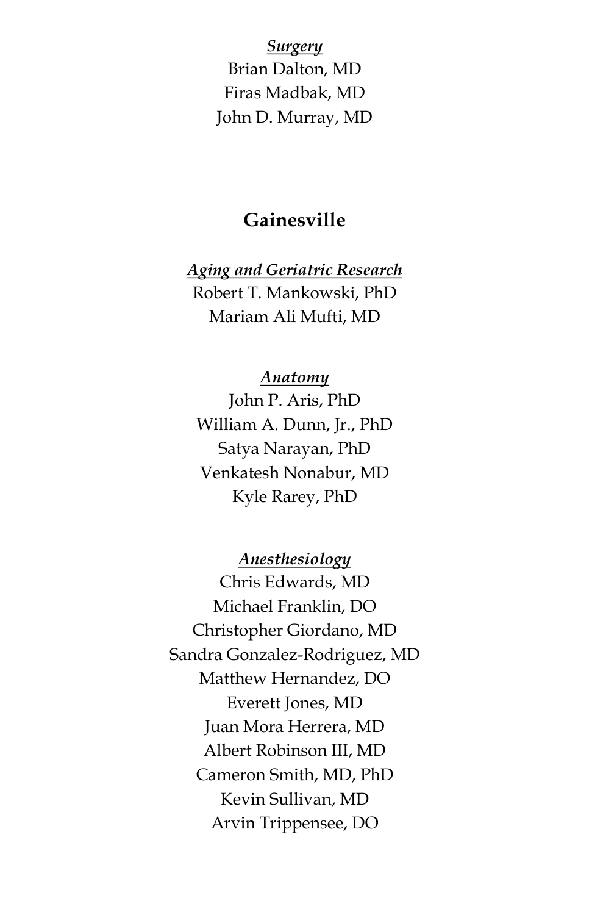***Surgery***

Brian Dalton, MD
Firas Madbak, MD
John D. Murray, MD

## Gainesville

***Aging and Geriatric Research***

Robert T. Mankowski, PhD
Mariam Ali Mufti, MD

***Anatomy***

John P. Aris, PhD
William A. Dunn, Jr., PhD
Satya Narayan, PhD
Venkatesh Nonabur, MD
Kyle Rarey, PhD

***Anesthesiology***

Chris Edwards, MD
Michael Franklin, DO
Christopher Giordano, MD
Sandra Gonzalez-Rodriguez, MD
Matthew Hernandez, DO
Everett Jones, MD
Juan Mora Herrera, MD
Albert Robinson III, MD
Cameron Smith, MD, PhD
Kevin Sullivan, MD
Arvin Trippensee, DO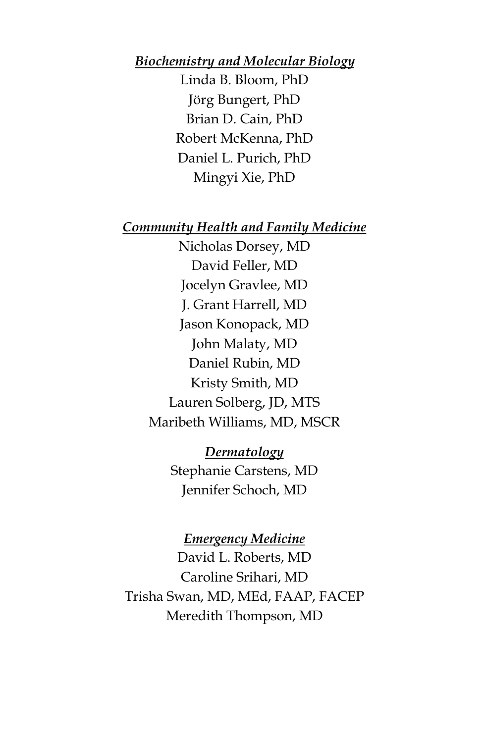***Biochemistry and Molecular Biology***

Linda B. Bloom, PhD
Jörg Bungert, PhD
Brian D. Cain, PhD
Robert McKenna, PhD
Daniel L. Purich, PhD
Mingyi Xie, PhD

***Community Health and Family Medicine***

Nicholas Dorsey, MD
David Feller, MD
Jocelyn Gravlee, MD
J. Grant Harrell, MD
Jason Konopack, MD
John Malaty, MD
Daniel Rubin, MD
Kristy Smith, MD
Lauren Solberg, JD, MTS
Maribeth Williams, MD, MSCR

***Dermatology***

Stephanie Carstens, MD
Jennifer Schoch, MD

***Emergency Medicine***

David L. Roberts, MD
Caroline Srihari, MD
Trisha Swan, MD, MEd, FAAP, FACEP
Meredith Thompson, MD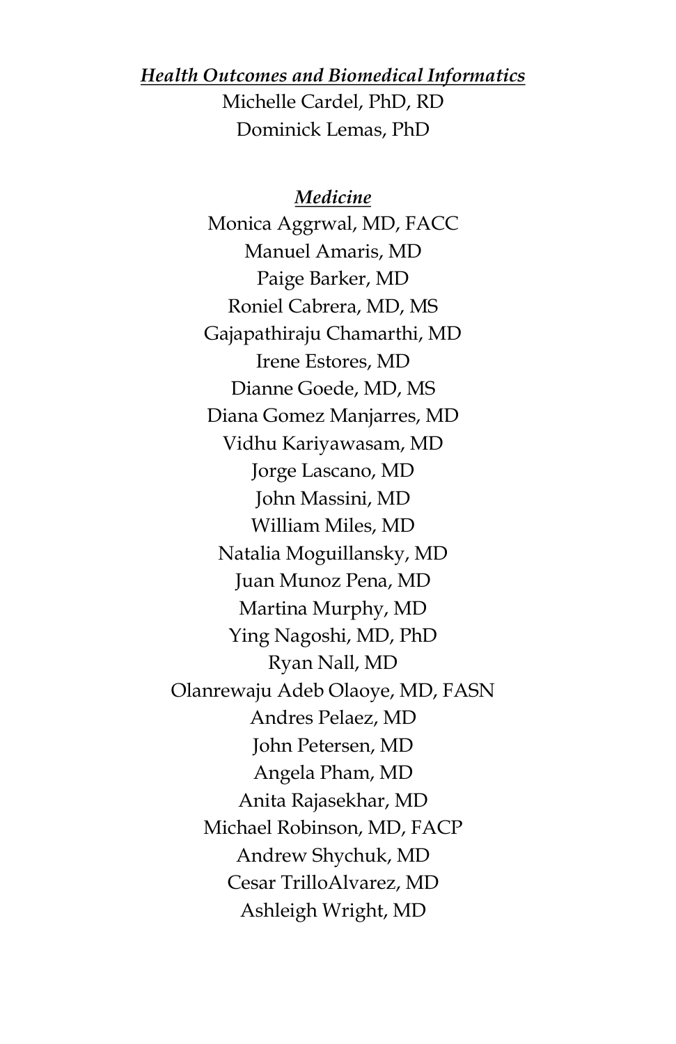***Health Outcomes and Biomedical Informatics***

Michelle Cardel, PhD, RD
Dominick Lemas, PhD

***Medicine***

Monica Aggrwal, MD, FACC
Manuel Amaris, MD
Paige Barker, MD
Roniel Cabrera, MD, MS
Gajapathiraju Chamarthi, MD
Irene Estores, MD
Dianne Goede, MD, MS
Diana Gomez Manjarres, MD
Vidhu Kariyawasam, MD
Jorge Lascano, MD
John Massini, MD
William Miles, MD
Natalia Moguillansky, MD
Juan Munoz Pena, MD
Martina Murphy, MD
Ying Nagoshi, MD, PhD
Ryan Nall, MD
Olanrewaju Adeb Olaoye, MD, FASN
Andres Pelaez, MD
John Petersen, MD
Angela Pham, MD
Anita Rajasekhar, MD
Michael Robinson, MD, FACP
Andrew Shychuk, MD
Cesar TrilloAlvarez, MD
Ashleigh Wright, MD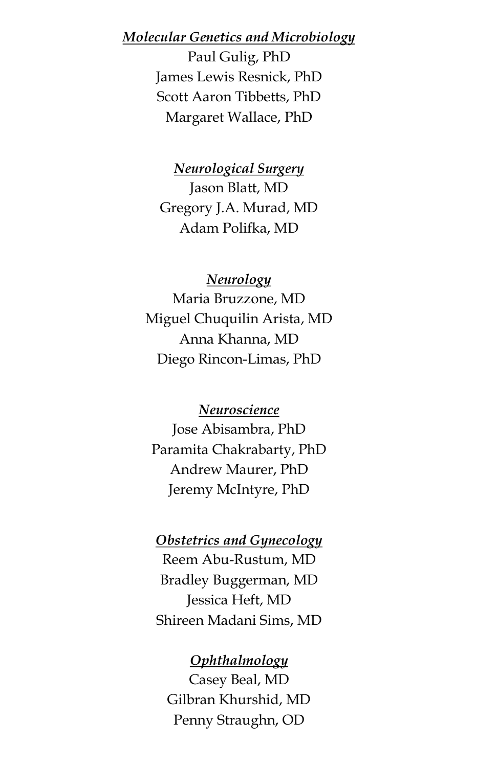***Molecular Genetics and Microbiology***

Paul Gulig, PhD
James Lewis Resnick, PhD
Scott Aaron Tibbetts, PhD
Margaret Wallace, PhD

***Neurological Surgery***

Jason Blatt, MD
Gregory J.A. Murad, MD
Adam Polifka, MD

***Neurology***

Maria Bruzzone, MD
Miguel Chuquilin Arista, MD
Anna Khanna, MD
Diego Rincon-Limas, PhD

***Neuroscience***

Jose Abisambra, PhD
Paramita Chakrabarty, PhD
Andrew Maurer, PhD
Jeremy McIntyre, PhD

***Obstetrics and Gynecology***

Reem Abu-Rustum, MD
Bradley Buggerman, MD
Jessica Heft, MD
Shireen Madani Sims, MD

***Ophthalmology***

Casey Beal, MD
Gilbran Khurshid, MD
Penny Straughn, OD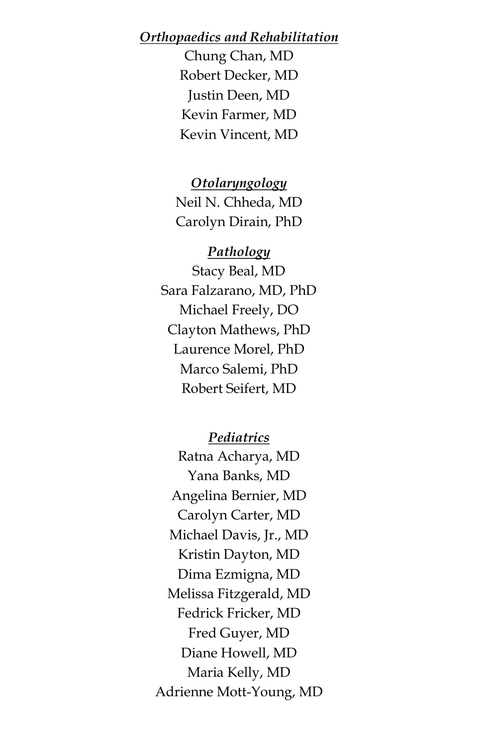***Orthopaedics and Rehabilitation***

Chung Chan, MD
Robert Decker, MD
Justin Deen, MD
Kevin Farmer, MD
Kevin Vincent, MD

***Otolaryngology***

Neil N. Chheda, MD
Carolyn Dirain, PhD

***Pathology***

Stacy Beal, MD
Sara Falzarano, MD, PhD
Michael Freely, DO
Clayton Mathews, PhD
Laurence Morel, PhD
Marco Salemi, PhD
Robert Seifert, MD

***Pediatrics***

Ratna Acharya, MD
Yana Banks, MD
Angelina Bernier, MD
Carolyn Carter, MD
Michael Davis, Jr., MD
Kristin Dayton, MD
Dima Ezmigna, MD
Melissa Fitzgerald, MD
Fedrick Fricker, MD
Fred Guyer, MD
Diane Howell, MD
Maria Kelly, MD
Adrienne Mott-Young, MD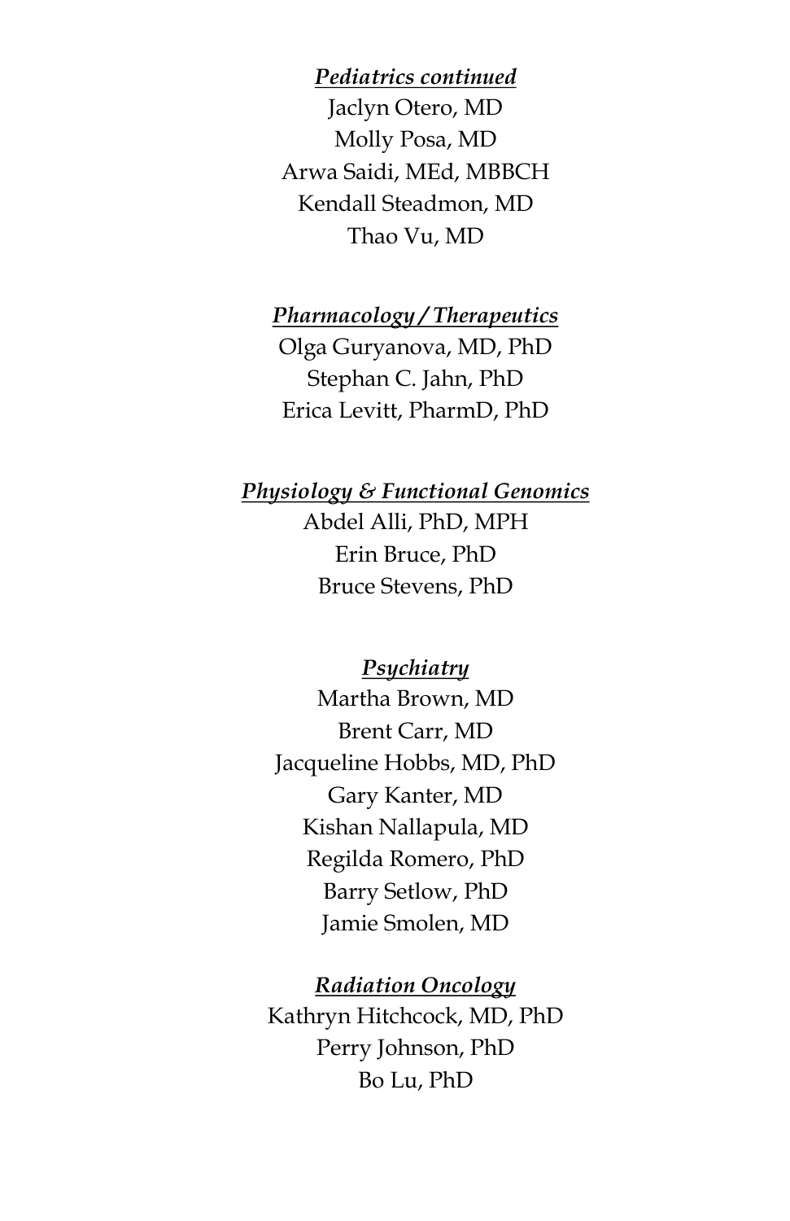***Pediatrics continued***

Jaclyn Otero, MD
Molly Posa, MD
Arwa Saidi, MEd, MBBCH
Kendall Steadmon, MD
Thao Vu, MD

***Pharmacology / Therapeutics***

Olga Guryanova, MD, PhD
Stephan C. Jahn, PhD
Erica Levitt, PharmD, PhD

***Physiology & Functional Genomics***

Abdel Alli, PhD, MPH
Erin Bruce, PhD
Bruce Stevens, PhD

***Psychiatry***

Martha Brown, MD
Brent Carr, MD
Jacqueline Hobbs, MD, PhD
Gary Kanter, MD
Kishan Nallapula, MD
Regilda Romero, PhD
Barry Setlow, PhD
Jamie Smolen, MD

***Radiation Oncology***

Kathryn Hitchcock, MD, PhD
Perry Johnson, PhD
Bo Lu, PhD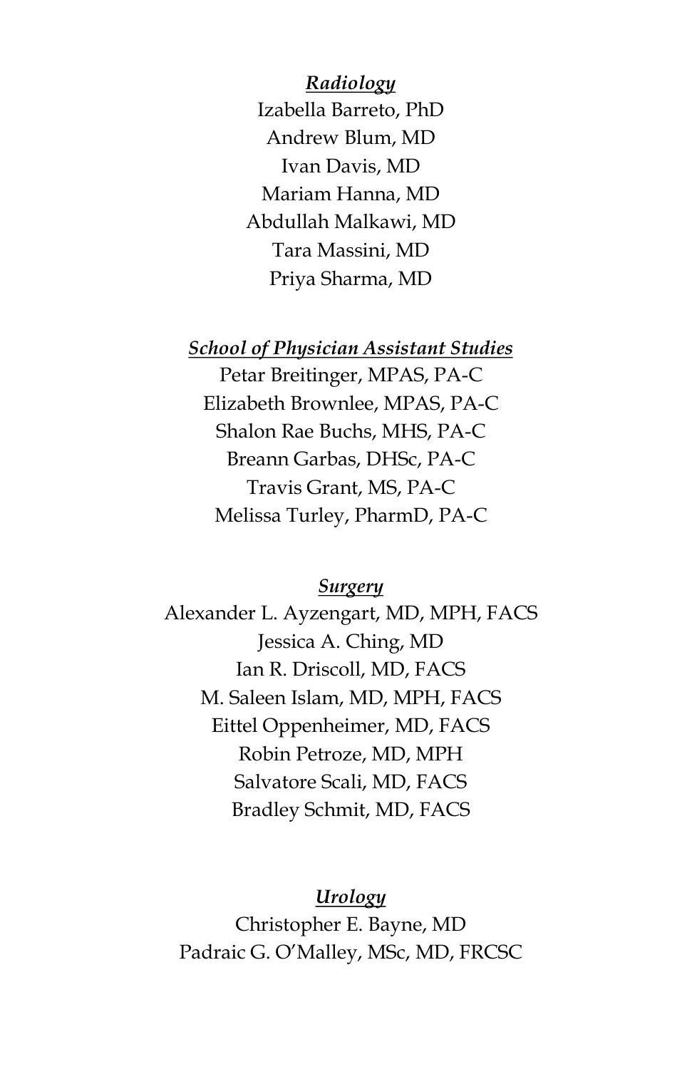***Radiology***

Izabella Barreto, PhD  
Andrew Blum, MD  
Ivan Davis, MD  
Mariam Hanna, MD  
Abdullah Malkawi, MD  
Tara Massini, MD  
Priya Sharma, MD

***School of Physician Assistant Studies***

Petar Breitinger, MPAS, PA-C  
Elizabeth Brownlee, MPAS, PA-C  
Shalon Rae Buchs, MHS, PA-C  
Breann Garbas, DHSc, PA-C  
Travis Grant, MS, PA-C  
Melissa Turley, PharmD, PA-C

***Surgery***

Alexander L. Ayzengart, MD, MPH, FACS  
Jessica A. Ching, MD  
Ian R. Driscoll, MD, FACS  
M. Saleen Islam, MD, MPH, FACS  
Eittel Oppenheimer, MD, FACS  
Robin Petroze, MD, MPH  
Salvatore Scali, MD, FACS  
Bradley Schmit, MD, FACS

***Urology***

Christopher E. Bayne, MD  
Padraic G. O'Malley, MSc, MD, FRCSC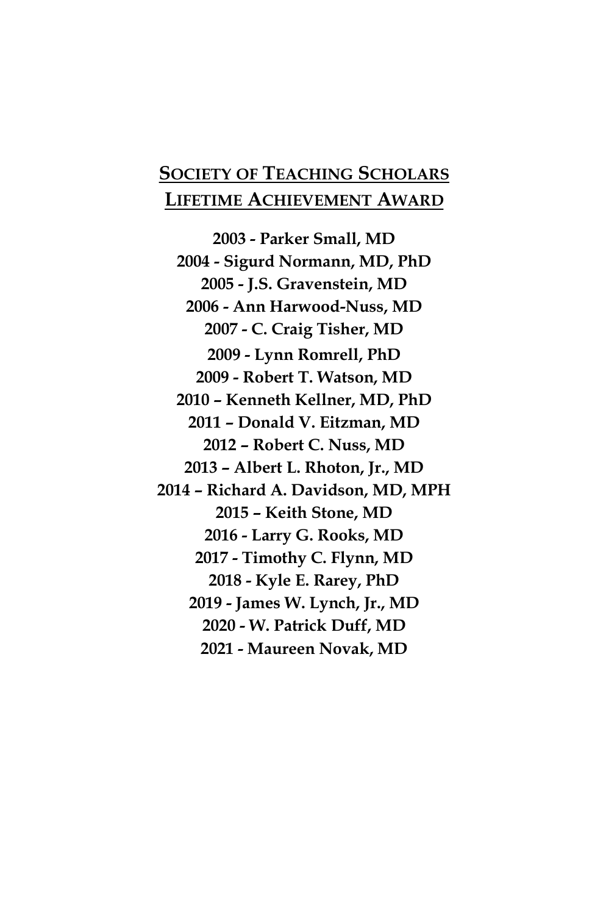## Society of Teaching Scholars Lifetime Achievement Award

**2003 - Parker Small, MD**
**2004 - Sigurd Normann, MD, PhD**
**2005 - J.S. Gravenstein, MD**
**2006 - Ann Harwood-Nuss, MD**
**2007 - C. Craig Tisher, MD**
**2009 - Lynn Romrell, PhD**
**2009 - Robert T. Watson, MD**
**2010 – Kenneth Kellner, MD, PhD**
**2011 – Donald V. Eitzman, MD**
**2012 – Robert C. Nuss, MD**
**2013 – Albert L. Rhoton, Jr., MD**
**2014 – Richard A. Davidson, MD, MPH**
**2015 – Keith Stone, MD**
**2016 - Larry G. Rooks, MD**
**2017 - Timothy C. Flynn, MD**
**2018 - Kyle E. Rarey, PhD**
**2019 - James W. Lynch, Jr., MD**
**2020 - W. Patrick Duff, MD**
**2021 - Maureen Novak, MD**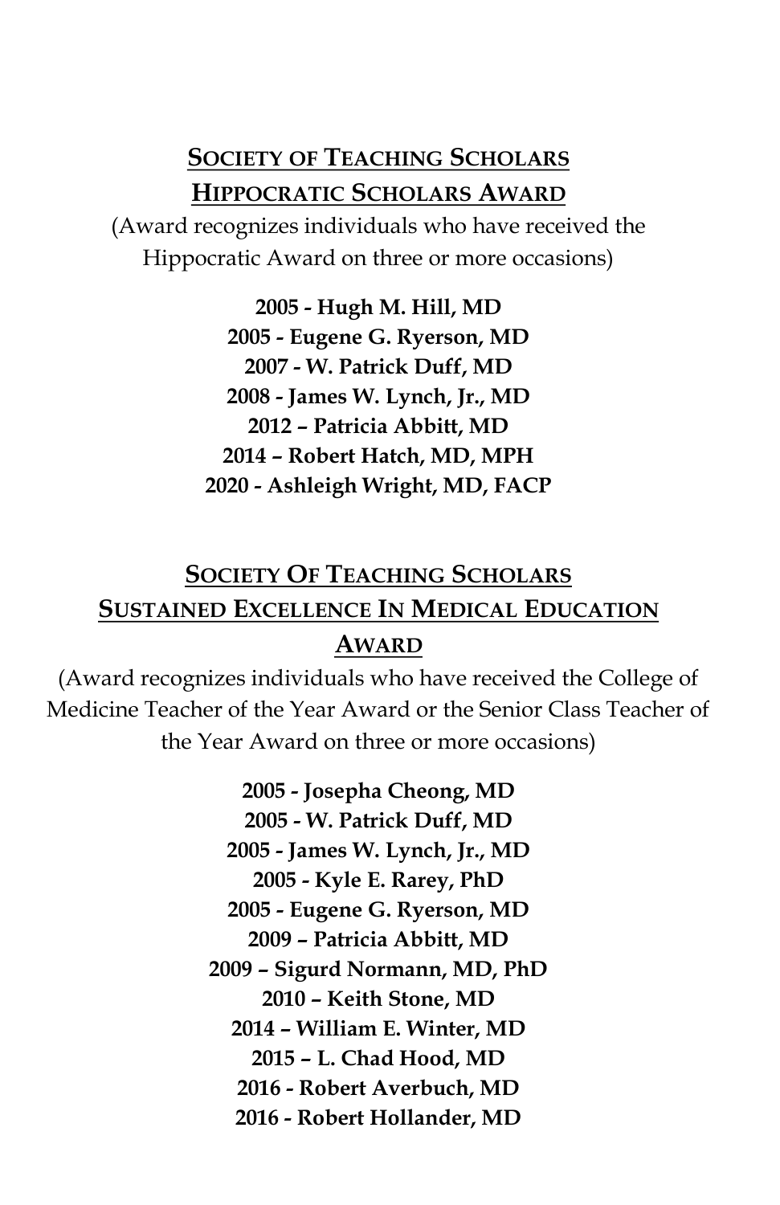## SOCIETY OF TEACHING SCHOLARS
## HIPPOCRATIC SCHOLARS AWARD

(Award recognizes individuals who have received the Hippocratic Award on three or more occasions)

**2005 - Hugh M. Hill, MD**
**2005 - Eugene G. Ryerson, MD**
**2007 - W. Patrick Duff, MD**
**2008 - James W. Lynch, Jr., MD**
**2012 – Patricia Abbitt, MD**
**2014 – Robert Hatch, MD, MPH**
**2020 - Ashleigh Wright, MD, FACP**

## SOCIETY OF TEACHING SCHOLARS
## SUSTAINED EXCELLENCE IN MEDICAL EDUCATION AWARD

(Award recognizes individuals who have received the College of Medicine Teacher of the Year Award or the Senior Class Teacher of the Year Award on three or more occasions)

**2005 - Josepha Cheong, MD**
**2005 - W. Patrick Duff, MD**
**2005 - James W. Lynch, Jr., MD**
**2005 - Kyle E. Rarey, PhD**
**2005 - Eugene G. Ryerson, MD**
**2009 – Patricia Abbitt, MD**
**2009 – Sigurd Normann, MD, PhD**
**2010 – Keith Stone, MD**
**2014 – William E. Winter, MD**
**2015 – L. Chad Hood, MD**
**2016 - Robert Averbuch, MD**
**2016 - Robert Hollander, MD**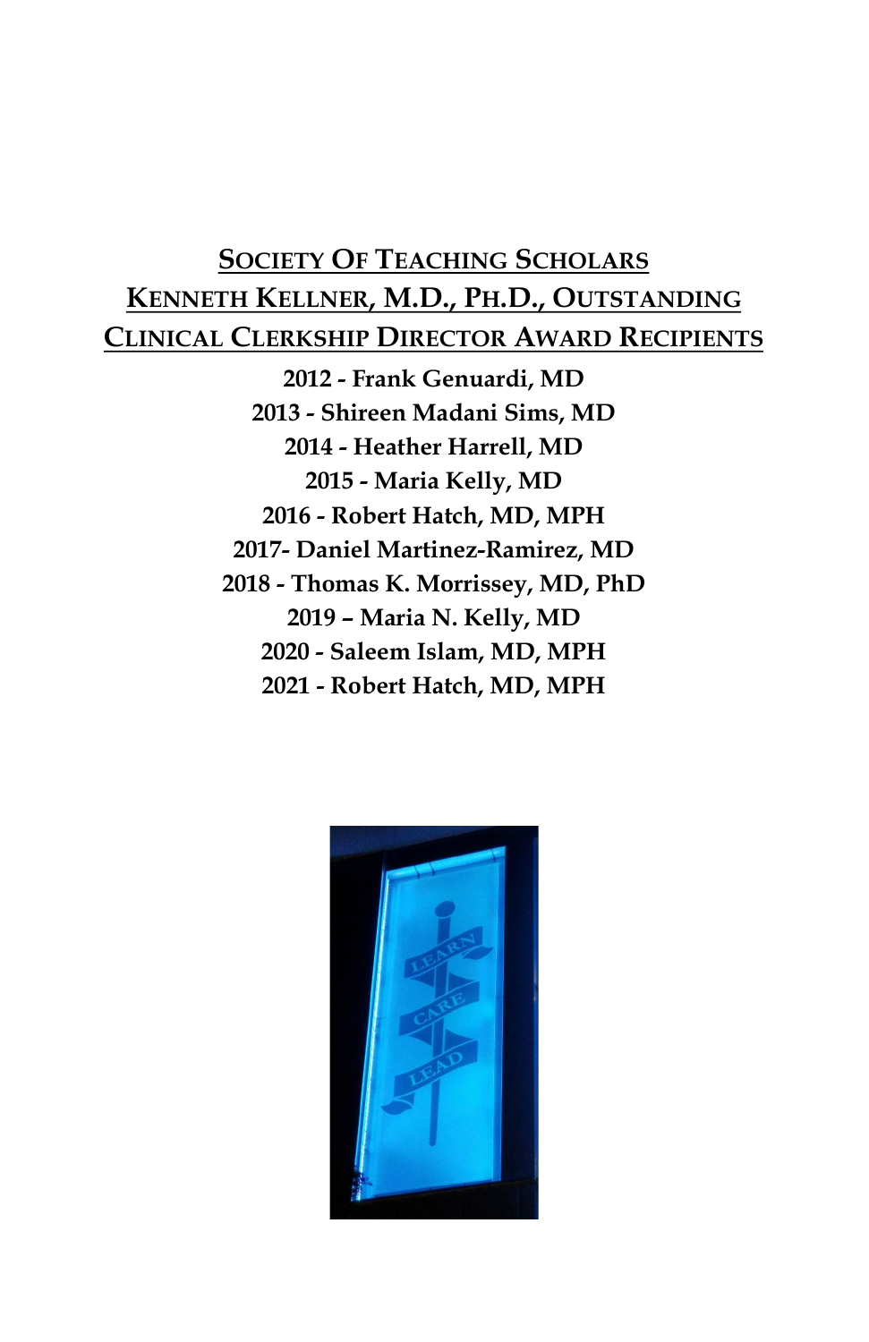## Society Of Teaching Scholars Kenneth Kellner, M.D., Ph.D., Outstanding Clinical Clerkship Director Award Recipients

**2012 - Frank Genuardi, MD**

**2013 - Shireen Madani Sims, MD**

**2014 - Heather Harrell, MD**

**2015 - Maria Kelly, MD**

**2016 - Robert Hatch, MD, MPH**

**2017- Daniel Martinez-Ramirez, MD**

**2018 - Thomas K. Morrissey, MD, PhD**

**2019 – Maria N. Kelly, MD**

**2020 - Saleem Islam, MD, MPH**

**2021 - Robert Hatch, MD, MPH**